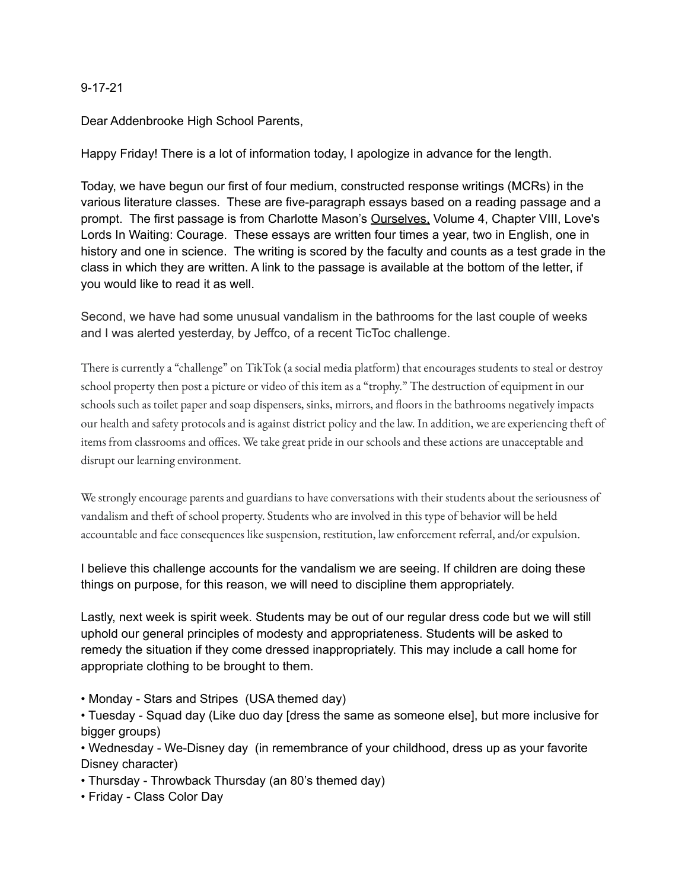9-17-21

Dear Addenbrooke High School Parents,

Happy Friday! There is a lot of information today, I apologize in advance for the length.

Today, we have begun our first of four medium, constructed response writings (MCRs) in the various literature classes. These are five-paragraph essays based on a reading passage and a prompt. The first passage is from Charlotte Mason's Ourselves, Volume 4, Chapter VIII, Love's Lords In Waiting: Courage. These essays are written four times a year, two in English, one in history and one in science. The writing is scored by the faculty and counts as a test grade in the class in which they are written. A link to the passage is available at the bottom of the letter, if you would like to read it as well.

Second, we have had some unusual vandalism in the bathrooms for the last couple of weeks and I was alerted yesterday, by Jeffco, of a recent TicToc challenge.

There is currently a "challenge" on TikTok (a social media platform) that encourages students to steal or destroy school property then post a picture or video of this item as a "trophy." The destruction of equipment in our schools such as toilet paper and soap dispensers, sinks, mirrors, and floors in the bathrooms negatively impacts our health and safety protocols and is against district policy and the law. In addition, we are experiencing theft of items from classrooms and offices. We take great pride in our schools and these actions are unacceptable and disrupt our learning environment.

We strongly encourage parents and guardians to have conversations with their students about the seriousness of vandalism and theft of school property. Students who are involved in this type of behavior will be held accountable and face consequences like suspension, restitution, law enforcement referral, and/or expulsion.

I believe this challenge accounts for the vandalism we are seeing. If children are doing these things on purpose, for this reason, we will need to discipline them appropriately.

Lastly, next week is spirit week. Students may be out of our regular dress code but we will still uphold our general principles of modesty and appropriateness. Students will be asked to remedy the situation if they come dressed inappropriately. This may include a call home for appropriate clothing to be brought to them.

- Monday - Stars and Stripes (USA themed day)
- Tuesday - Squad day (Like duo day [dress the same as someone else], but more inclusive for bigger groups)
- Wednesday - We-Disney day (in remembrance of your childhood, dress up as your favorite Disney character)
- Thursday - Throwback Thursday (an 80's themed day)
- Friday - Class Color Day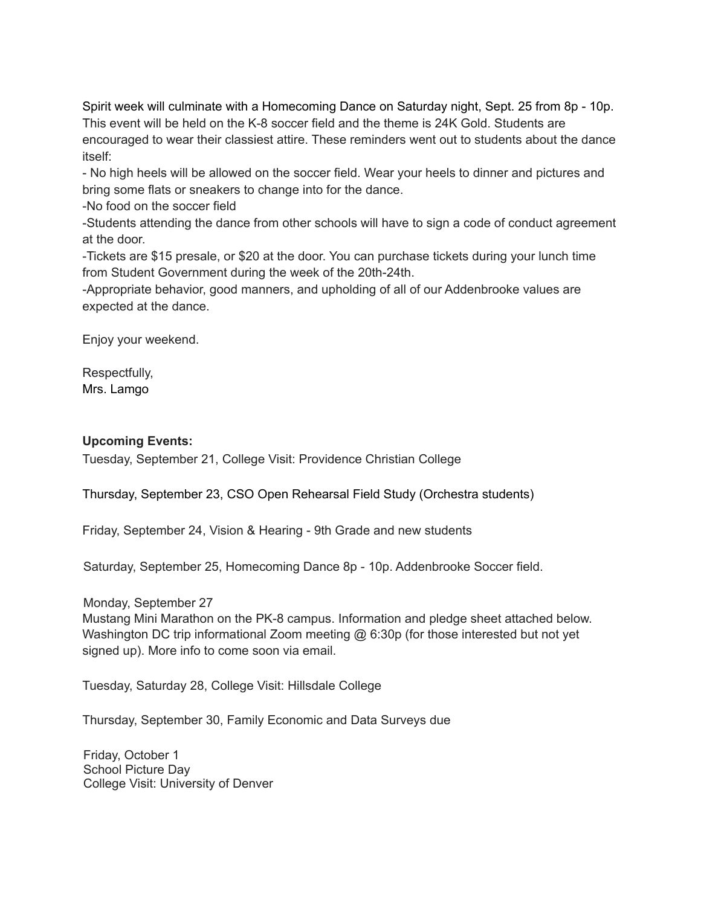Spirit week will culminate with a Homecoming Dance on Saturday night, Sept. 25 from 8p - 10p. This event will be held on the K-8 soccer field and the theme is 24K Gold. Students are encouraged to wear their classiest attire. These reminders went out to students about the dance itself:

- No high heels will be allowed on the soccer field. Wear your heels to dinner and pictures and bring some flats or sneakers to change into for the dance.
- No food on the soccer field
- Students attending the dance from other schools will have to sign a code of conduct agreement at the door.
- Tickets are $15 presale, or $20 at the door. You can purchase tickets during your lunch time from Student Government during the week of the 20th-24th.
- Appropriate behavior, good manners, and upholding of all of our Addenbrooke values are expected at the dance.

Enjoy your weekend.

Respectfully,
Mrs. Lamgo

**Upcoming Events:**

Tuesday, September 21, College Visit: Providence Christian College

Thursday, September 23, CSO Open Rehearsal Field Study (Orchestra students)

Friday, September 24, Vision & Hearing - 9th Grade and new students

Saturday, September 25, Homecoming Dance 8p - 10p. Addenbrooke Soccer field.

Monday, September 27
Mustang Mini Marathon on the PK-8 campus. Information and pledge sheet attached below.
Washington DC trip informational Zoom meeting @ 6:30p (for those interested but not yet signed up). More info to come soon via email.

Tuesday, Saturday 28, College Visit: Hillsdale College

Thursday, September 30, Family Economic and Data Surveys due

Friday, October 1
School Picture Day
College Visit: University of Denver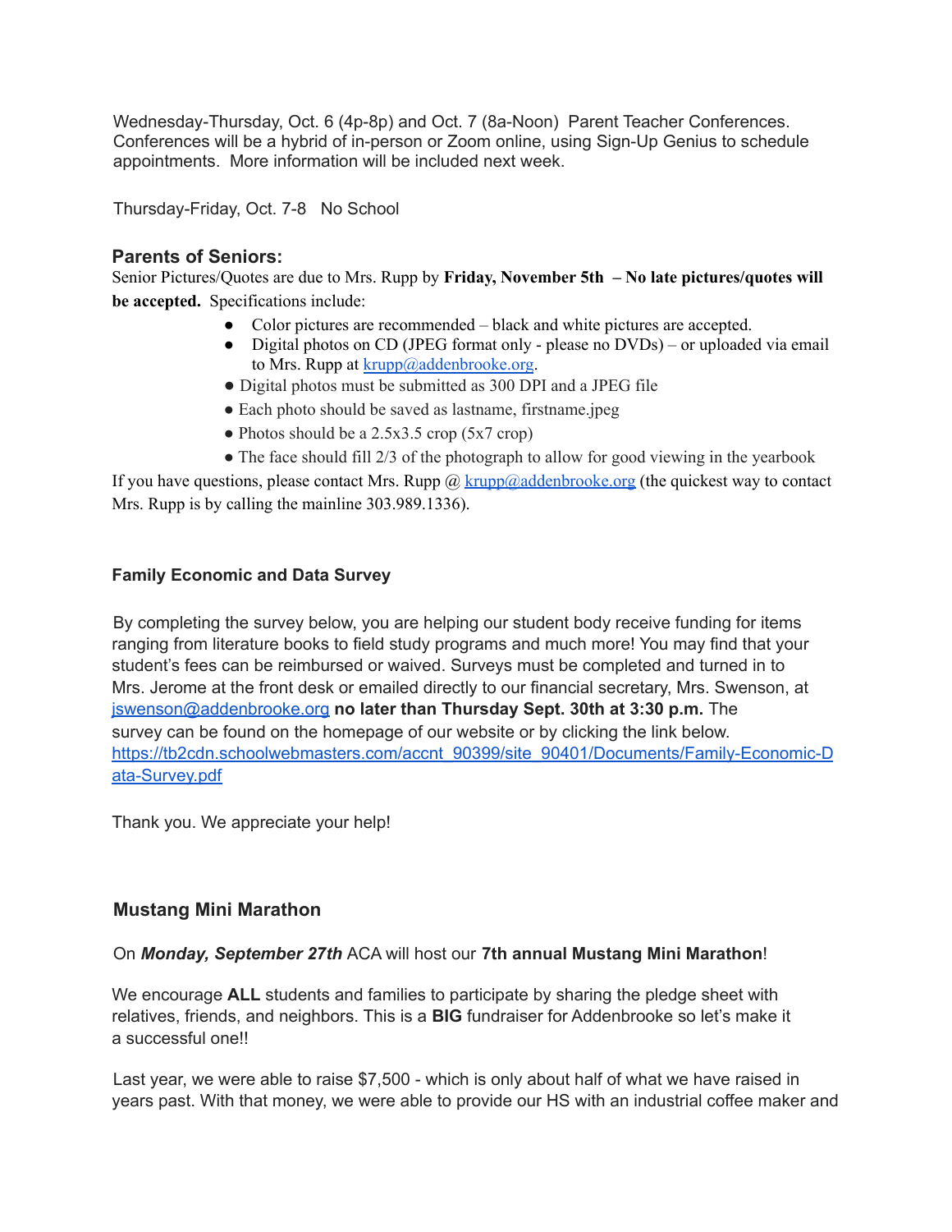Wednesday-Thursday, Oct. 6 (4p-8p) and Oct. 7 (8a-Noon) Parent Teacher Conferences. Conferences will be a hybrid of in-person or Zoom online, using Sign-Up Genius to schedule appointments. More information will be included next week.

Thursday-Friday, Oct. 7-8 No School

### Parents of Seniors:

Senior Pictures/Quotes are due to Mrs. Rupp by **Friday, November 5th – No late pictures/quotes will be accepted.** Specifications include:

- Color pictures are recommended – black and white pictures are accepted.
- Digital photos on CD (JPEG format only - please no DVDs) – or uploaded via email to Mrs. Rupp at krupp@addenbrooke.org.
- Digital photos must be submitted as 300 DPI and a JPEG file
- Each photo should be saved as lastname, firstname.jpeg
- Photos should be a 2.5x3.5 crop (5x7 crop)
- The face should fill 2/3 of the photograph to allow for good viewing in the yearbook

If you have questions, please contact Mrs. Rupp @ krupp@addenbrooke.org (the quickest way to contact Mrs. Rupp is by calling the mainline 303.989.1336).

#### Family Economic and Data Survey

By completing the survey below, you are helping our student body receive funding for items ranging from literature books to field study programs and much more! You may find that your student's fees can be reimbursed or waived. Surveys must be completed and turned in to Mrs. Jerome at the front desk or emailed directly to our financial secretary, Mrs. Swenson, at jswenson@addenbrooke.org **no later than Thursday Sept. 30th at 3:30 p.m.** The survey can be found on the homepage of our website or by clicking the link below.
https://tb2cdn.schoolwebmasters.com/accnt_90399/site_90401/Documents/Family-Economic-Data-Survey.pdf

Thank you. We appreciate your help!

### Mustang Mini Marathon

On ***Monday, September 27th*** ACA will host our **7th annual Mustang Mini Marathon**!

We encourage **ALL** students and families to participate by sharing the pledge sheet with relatives, friends, and neighbors. This is a **BIG** fundraiser for Addenbrooke so let's make it a successful one!!

Last year, we were able to raise $7,500 - which is only about half of what we have raised in years past. With that money, we were able to provide our HS with an industrial coffee maker and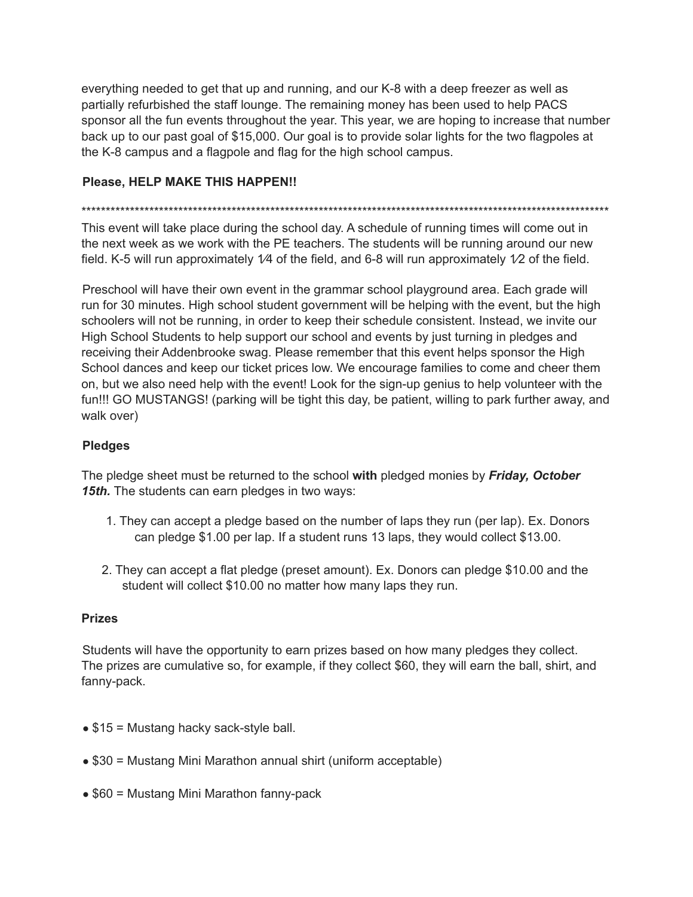everything needed to get that up and running, and our K-8 with a deep freezer as well as partially refurbished the staff lounge. The remaining money has been used to help PACS sponsor all the fun events throughout the year. This year, we are hoping to increase that number back up to our past goal of $15,000. Our goal is to provide solar lights for the two flagpoles at the K-8 campus and a flagpole and flag for the high school campus.

**Please, HELP MAKE THIS HAPPEN!!**

****************************************************************************************************************************

This event will take place during the school day. A schedule of running times will come out in the next week as we work with the PE teachers. The students will be running around our new field. K-5 will run approximately 1⁄4 of the field, and 6-8 will run approximately 1⁄2 of the field.

Preschool will have their own event in the grammar school playground area. Each grade will run for 30 minutes. High school student government will be helping with the event, but the high schoolers will not be running, in order to keep their schedule consistent. Instead, we invite our High School Students to help support our school and events by just turning in pledges and receiving their Addenbrooke swag. Please remember that this event helps sponsor the High School dances and keep our ticket prices low. We encourage families to come and cheer them on, but we also need help with the event! Look for the sign-up genius to help volunteer with the fun!!! GO MUSTANGS! (parking will be tight this day, be patient, willing to park further away, and walk over)

**Pledges**

The pledge sheet must be returned to the school **with** pledged monies by ***Friday, October 15th.*** The students can earn pledges in two ways:

1. They can accept a pledge based on the number of laps they run (per lap). Ex. Donors can pledge $1.00 per lap. If a student runs 13 laps, they would collect $13.00.
2. They can accept a flat pledge (preset amount). Ex. Donors can pledge $10.00 and the student will collect $10.00 no matter how many laps they run.

**Prizes**

Students will have the opportunity to earn prizes based on how many pledges they collect. The prizes are cumulative so, for example, if they collect $60, they will earn the ball, shirt, and fanny-pack.

- $15 = Mustang hacky sack-style ball.
- $30 = Mustang Mini Marathon annual shirt (uniform acceptable)
- $60 = Mustang Mini Marathon fanny-pack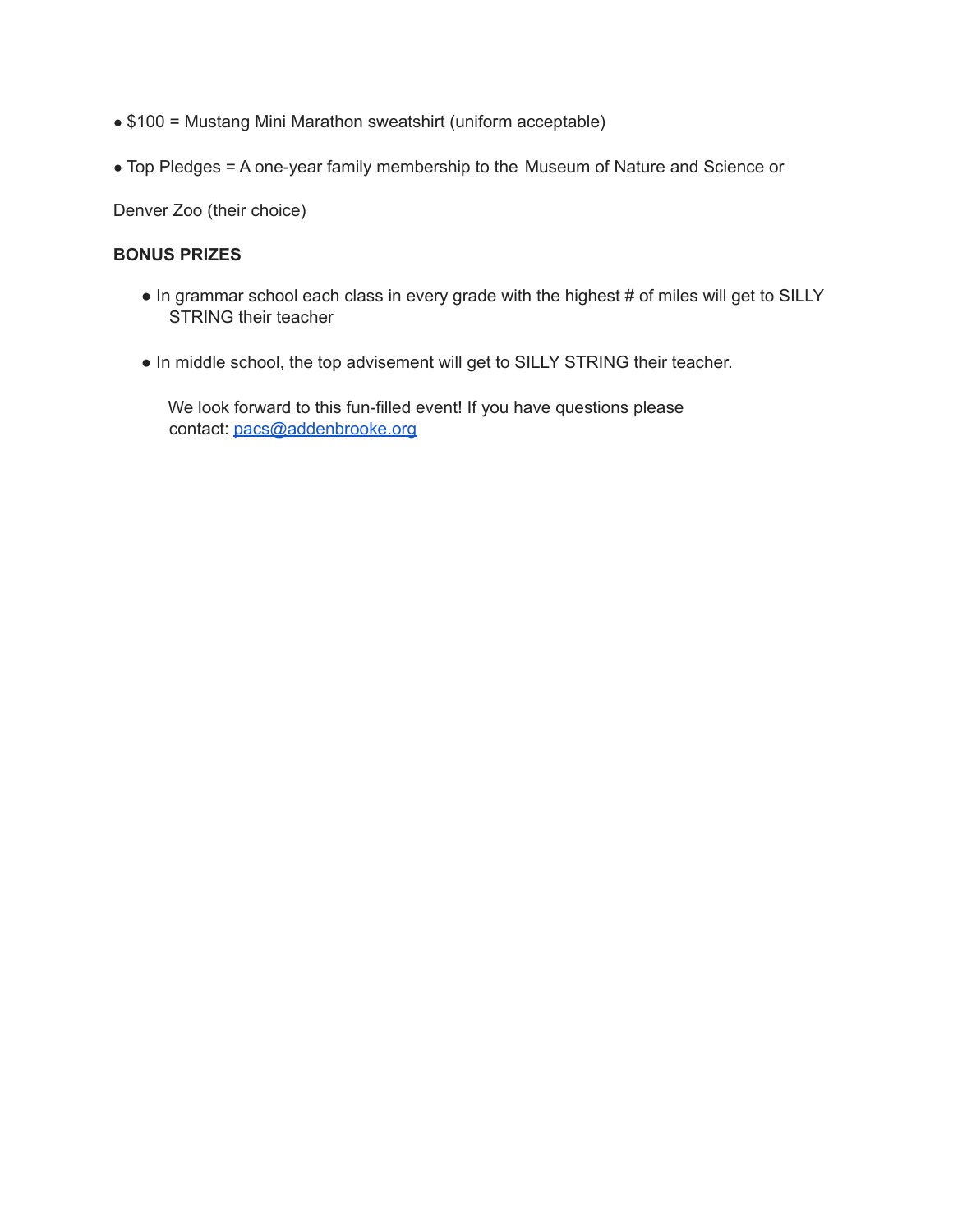- $100 = Mustang Mini Marathon sweatshirt (uniform acceptable)
- Top Pledges = A one-year family membership to the Museum of Nature and Science or Denver Zoo (their choice)

**BONUS PRIZES**

- In grammar school each class in every grade with the highest # of miles will get to SILLY STRING their teacher
- In middle school, the top advisement will get to SILLY STRING their teacher.

We look forward to this fun-filled event! If you have questions please contact: pacs@addenbrooke.org